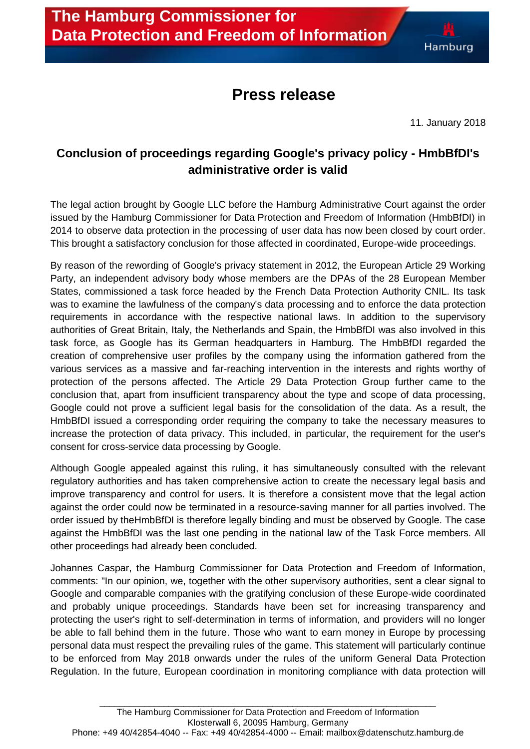# The Hamburg Commissioner for Data Protection and Freedom of Information

## Press release

11. January 2018

### Conclusion of proceedings regarding Google's privacy policy - HmbBfDI's administrative order is valid

The legal action brought by Google LLC before the Hamburg Administrative Court against the order issued by the Hamburg Commissioner for Data Protection and Freedom of Information (HmbBfDI) in 2014 to observe data protection in the processing of user data has now been closed by court order. This brought a satisfactory conclusion for those affected in coordinated, Europe-wide proceedings.

By reason of the rewording of Google's privacy statement in 2012, the European Article 29 Working Party, an independent advisory body whose members are the DPAs of the 28 European Member States, commissioned a task force headed by the French Data Protection Authority CNIL. Its task was to examine the lawfulness of the company's data processing and to enforce the data protection requirements in accordance with the respective national laws. In addition to the supervisory authorities of Great Britain, Italy, the Netherlands and Spain, the HmbBfDI was also involved in this task force, as Google has its German headquarters in Hamburg. The HmbBfDI regarded the creation of comprehensive user profiles by the company using the information gathered from the various services as a massive and far-reaching intervention in the interests and rights worthy of protection of the persons affected. The Article 29 Data Protection Group further came to the conclusion that, apart from insufficient transparency about the type and scope of data processing, Google could not prove a sufficient legal basis for the consolidation of the data. As a result, the HmbBfDI issued a corresponding order requiring the company to take the necessary measures to increase the protection of data privacy. This included, in particular, the requirement for the user's consent for cross-service data processing by Google.

Although Google appealed against this ruling, it has simultaneously consulted with the relevant regulatory authorities and has taken comprehensive action to create the necessary legal basis and improve transparency and control for users. It is therefore a consistent move that the legal action against the order could now be terminated in a resource-saving manner for all parties involved. The order issued by theHmbBfDI is therefore legally binding and must be observed by Google. The case against the HmbBfDI was the last one pending in the national law of the Task Force members. All other proceedings had already been concluded.

Johannes Caspar, the Hamburg Commissioner for Data Protection and Freedom of Information, comments: "In our opinion, we, together with the other supervisory authorities, sent a clear signal to Google and comparable companies with the gratifying conclusion of these Europe-wide coordinated and probably unique proceedings. Standards have been set for increasing transparency and protecting the user's right to self-determination in terms of information, and providers will no longer be able to fall behind them in the future. Those who want to earn money in Europe by processing personal data must respect the prevailing rules of the game. This statement will particularly continue to be enforced from May 2018 onwards under the rules of the uniform General Data Protection Regulation. In the future, European coordination in monitoring compliance with data protection will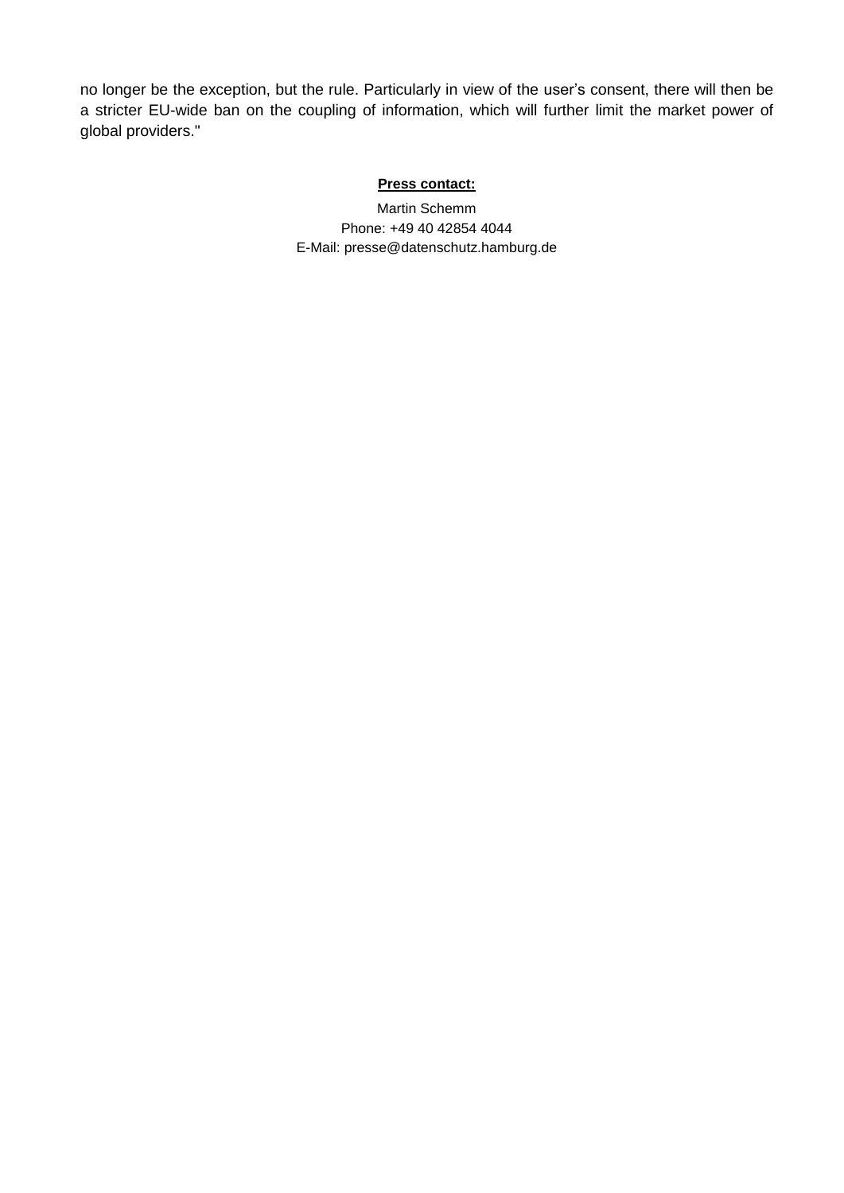no longer be the exception, but the rule. Particularly in view of the user's consent, there will then be a stricter EU-wide ban on the coupling of information, which will further limit the market power of global providers."

**Press contact:**

Martin Schemm
Phone: +49 40 42854 4044
E-Mail: presse@datenschutz.hamburg.de